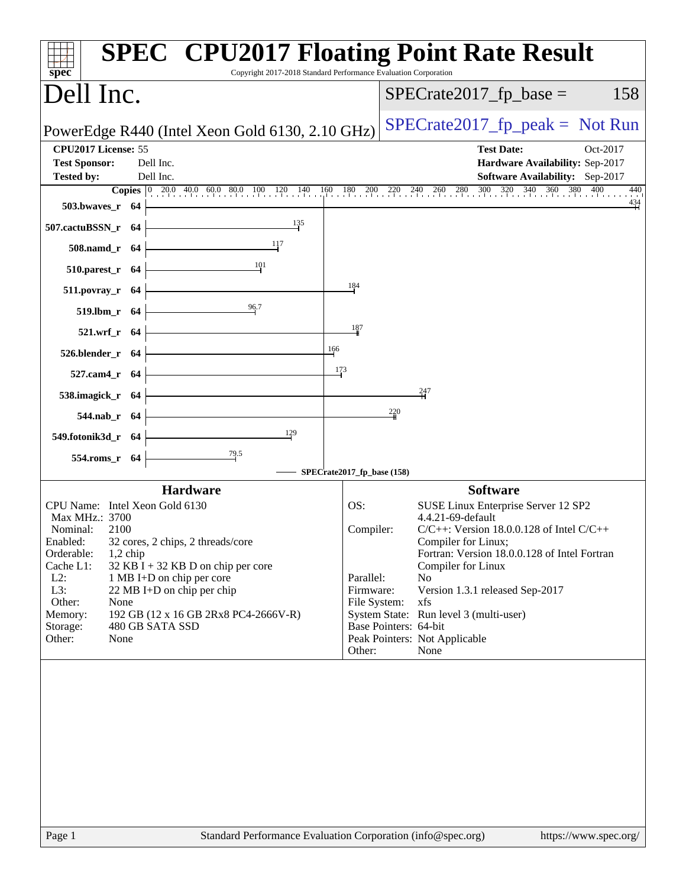# SPEC CPU2017 Floating Point Rate Result

Copyright 2017-2018 Standard Performance Evaluation Corporation

## Dell Inc.

PowerEdge R440 (Intel Xeon Gold 6130, 2.10 GHz)

SPECrate2017_fp_base = 158

SPECrate2017_fp_peak = Not Run

**CPU2017 License:** 55
**Test Sponsor:** Dell Inc.
**Tested by:** Dell Inc.

**Test Date:** Oct-2017
**Hardware Availability:** Sep-2017
**Software Availability:** Sep-2017

| Benchmark | Copies | SPECrate2017_fp_base |
|---|---|---|
| 503.bwaves_r | 64 | 434 |
| 507.cactuBSSN_r | 64 | 135 |
| 508.namd_r | 64 | 117 |
| 510.parest_r | 64 | 101 |
| 511.povray_r | 64 | 184 |
| 519.lbm_r | 64 | 96.7 |
| 521.wrf_r | 64 | 187 |
| 526.blender_r | 64 | 166 |
| 527.cam4_r | 64 | 173 |
| 538.imagick_r | 64 | 247 |
| 544.nab_r | 64 | 220 |
| 549.fotonik3d_r | 64 | 129 |
| 554.roms_r | 64 | 79.5 |

SPECrate2017_fp_base (158)

### Hardware

| | |
|---|---|
| CPU Name: | Intel Xeon Gold 6130 |
| Max MHz.: | 3700 |
| Nominal: | 2100 |
| Enabled: | 32 cores, 2 chips, 2 threads/core |
| Orderable: | 1,2 chip |
| Cache L1: | 32 KB I + 32 KB D on chip per core |
| L2: | 1 MB I+D on chip per core |
| L3: | 22 MB I+D on chip per chip |
| Other: | None |
| Memory: | 192 GB (12 x 16 GB 2Rx8 PC4-2666V-R) |
| Storage: | 480 GB SATA SSD |
| Other: | None |

### Software

| | |
|---|---|
| OS: | SUSE Linux Enterprise Server 12 SP2 4.4.21-69-default |
| Compiler: | C/C++: Version 18.0.0.128 of Intel C/C++ Compiler for Linux; Fortran: Version 18.0.0.128 of Intel Fortran Compiler for Linux |
| Parallel: | No |
| Firmware: | Version 1.3.1 released Sep-2017 |
| File System: | xfs |
| System State: | Run level 3 (multi-user) |
| Base Pointers: | 64-bit |
| Peak Pointers: | Not Applicable |
| Other: | None |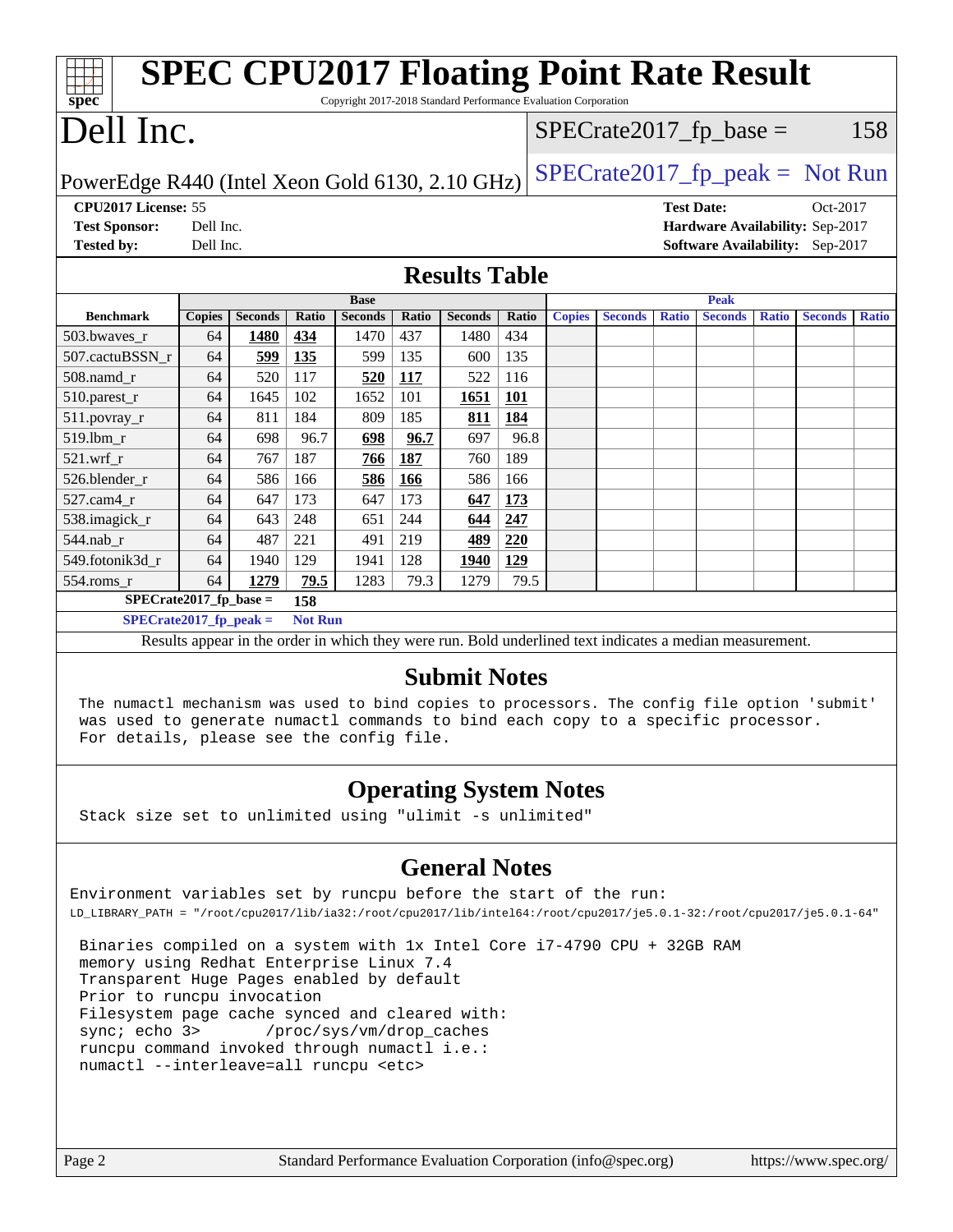# SPEC CPU2017 Floating Point Rate Result

Copyright 2017-2018 Standard Performance Evaluation Corporation

# Dell Inc.

PowerEdge R440 (Intel Xeon Gold 6130, 2.10 GHz)

SPECrate2017_fp_base = 158

SPECrate2017_fp_peak = Not Run

**CPU2017 License:** 55
**Test Sponsor:** Dell Inc.
**Tested by:** Dell Inc.

**Test Date:** Oct-2017
**Hardware Availability:** Sep-2017
**Software Availability:** Sep-2017

## Results Table

| Benchmark | Base | | | | | | | Peak | | | | | | |
|---|---|---|---|---|---|---|---|---|---|---|---|---|---|---|
| | Copies | Seconds | Ratio | Seconds | Ratio | Seconds | Ratio | Copies | Seconds | Ratio | Seconds | Ratio | Seconds | Ratio |
| 503.bwaves_r | 64 | **1480** | **434** | 1470 | 437 | 1480 | 434 | | | | | | | |
| 507.cactuBSSN_r | 64 | **599** | **135** | 599 | 135 | 600 | 135 | | | | | | | |
| 508.namd_r | 64 | 520 | 117 | **520** | **117** | 522 | 116 | | | | | | | |
| 510.parest_r | 64 | 1645 | 102 | 1652 | 101 | **1651** | **101** | | | | | | | |
| 511.povray_r | 64 | 811 | 184 | 809 | 185 | **811** | **184** | | | | | | | |
| 519.lbm_r | 64 | 698 | 96.7 | **698** | **96.7** | 697 | 96.8 | | | | | | | |
| 521.wrf_r | 64 | 767 | 187 | **766** | **187** | 760 | 189 | | | | | | | |
| 526.blender_r | 64 | 586 | 166 | **586** | **166** | 586 | 166 | | | | | | | |
| 527.cam4_r | 64 | 647 | 173 | 647 | 173 | **647** | **173** | | | | | | | |
| 538.imagick_r | 64 | 643 | 248 | 651 | 244 | **644** | **247** | | | | | | | |
| 544.nab_r | 64 | 487 | 221 | 491 | 219 | **489** | **220** | | | | | | | |
| 549.fotonik3d_r | 64 | 1940 | 129 | 1941 | 128 | **1940** | **129** | | | | | | | |
| 554.roms_r | 64 | **1279** | **79.5** | 1283 | 79.3 | 1279 | 79.5 | | | | | | | |

**SPECrate2017_fp_base = 158**

**SPECrate2017_fp_peak = Not Run**

Results appear in the order in which they were run. Bold underlined text indicates a median measurement.

## Submit Notes

The numactl mechanism was used to bind copies to processors. The config file option 'submit' was used to generate numactl commands to bind each copy to a specific processor. For details, please see the config file.

## Operating System Notes

Stack size set to unlimited using "ulimit -s unlimited"

## General Notes

Environment variables set by runcpu before the start of the run:
LD_LIBRARY_PATH = "/root/cpu2017/lib/ia32:/root/cpu2017/lib/intel64:/root/cpu2017/je5.0.1-32:/root/cpu2017/je5.0.1-64"

Binaries compiled on a system with 1x Intel Core i7-4790 CPU + 32GB RAM memory using Redhat Enterprise Linux 7.4
Transparent Huge Pages enabled by default
Prior to runcpu invocation
Filesystem page cache synced and cleared with:
sync; echo 3> /proc/sys/vm/drop_caches
runcpu command invoked through numactl i.e.:
numactl --interleave=all runcpu <etc>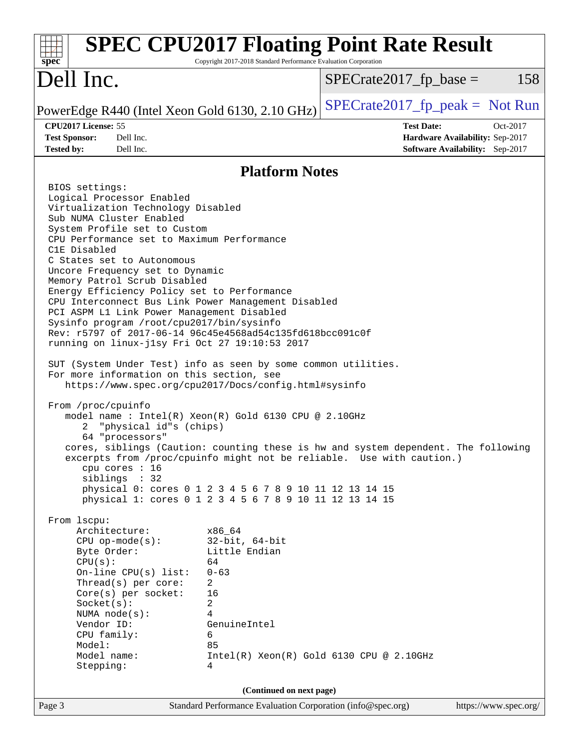# SPEC CPU2017 Floating Point Rate Result

Copyright 2017-2018 Standard Performance Evaluation Corporation

# Dell Inc.

PowerEdge R440 (Intel Xeon Gold 6130, 2.10 GHz)

SPECrate2017_fp_base = 158

SPECrate2017_fp_peak = Not Run

**CPU2017 License:** 55
**Test Sponsor:** Dell Inc.
**Tested by:** Dell Inc.

**Test Date:** Oct-2017
**Hardware Availability:** Sep-2017
**Software Availability:** Sep-2017

## Platform Notes

```
BIOS settings:
Logical Processor Enabled
Virtualization Technology Disabled
Sub NUMA Cluster Enabled
System Profile set to Custom
CPU Performance set to Maximum Performance
C1E Disabled
C States set to Autonomous
Uncore Frequency set to Dynamic
Memory Patrol Scrub Disabled
Energy Efficiency Policy set to Performance
CPU Interconnect Bus Link Power Management Disabled
PCI ASPM L1 Link Power Management Disabled
Sysinfo program /root/cpu2017/bin/sysinfo
Rev: r5797 of 2017-06-14 96c45e4568ad54c135fd618bcc091c0f
running on linux-j1sy Fri Oct 27 19:10:53 2017

SUT (System Under Test) info as seen by some common utilities.
For more information on this section, see
   https://www.spec.org/cpu2017/Docs/config.html#sysinfo

From /proc/cpuinfo
   model name : Intel(R) Xeon(R) Gold 6130 CPU @ 2.10GHz
      2  "physical id"s (chips)
      64 "processors"
   cores, siblings (Caution: counting these is hw and system dependent. The following
   excerpts from /proc/cpuinfo might not be reliable.  Use with caution.)
      cpu cores : 16
      siblings  : 32
      physical 0: cores 0 1 2 3 4 5 6 7 8 9 10 11 12 13 14 15
      physical 1: cores 0 1 2 3 4 5 6 7 8 9 10 11 12 13 14 15

From lscpu:
     Architecture:          x86_64
     CPU op-mode(s):        32-bit, 64-bit
     Byte Order:            Little Endian
     CPU(s):                64
     On-line CPU(s) list:   0-63
     Thread(s) per core:    2
     Core(s) per socket:    16
     Socket(s):             2
     NUMA node(s):          4
     Vendor ID:             GenuineIntel
     CPU family:            6
     Model:                 85
     Model name:            Intel(R) Xeon(R) Gold 6130 CPU @ 2.10GHz
     Stepping:              4
```

(Continued on next page)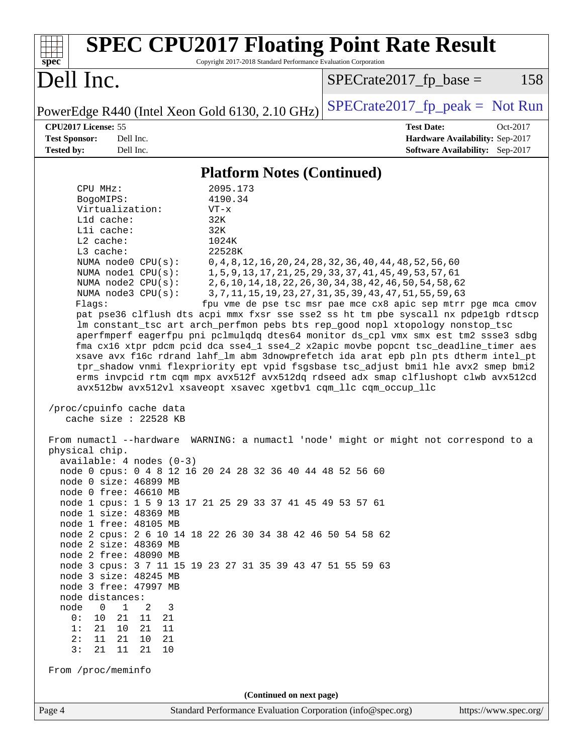## Platform Notes (Continued)

```
     CPU MHz:               2095.173
     BogoMIPS:              4190.34
     Virtualization:        VT-x
     L1d cache:             32K
     L1i cache:             32K
     L2 cache:              1024K
     L3 cache:              22528K
     NUMA node0 CPU(s):     0,4,8,12,16,20,24,28,32,36,40,44,48,52,56,60
     NUMA node1 CPU(s):     1,5,9,13,17,21,25,29,33,37,41,45,49,53,57,61
     NUMA node2 CPU(s):     2,6,10,14,18,22,26,30,34,38,42,46,50,54,58,62
     NUMA node3 CPU(s):     3,7,11,15,19,23,27,31,35,39,43,47,51,55,59,63
     Flags:                fpu vme de pse tsc msr pae mce cx8 apic sep mtrr pge mca cmov
     pat pse36 clflush dts acpi mmx fxsr sse sse2 ss ht tm pbe syscall nx pdpe1gb rdtscp
     lm constant_tsc art arch_perfmon pebs bts rep_good nopl xtopology nonstop_tsc
     aperfmperf eagerfpu pni pclmulqdq dtes64 monitor ds_cpl vmx smx est tm2 ssse3 sdbg
     fma cx16 xtpr pdcm pcid dca sse4_1 sse4_2 x2apic movbe popcnt tsc_deadline_timer aes
     xsave avx f16c rdrand lahf_lm abm 3dnowprefetch ida arat epb pln pts dtherm intel_pt
     tpr_shadow vnmi flexpriority ept vpid fsgsbase tsc_adjust bmi1 hle avx2 smep bmi2
     erms invpcid rtm cqm mpx avx512f avx512dq rdseed adx smap clflushopt clwb avx512cd
     avx512bw avx512vl xsaveopt xsavec xgetbv1 cqm_llc cqm_occup_llc

 /proc/cpuinfo cache data
    cache size : 22528 KB

 From numactl --hardware  WARNING: a numactl 'node' might or might not correspond to a
 physical chip.
   available: 4 nodes (0-3)
   node 0 cpus: 0 4 8 12 16 20 24 28 32 36 40 44 48 52 56 60
   node 0 size: 46899 MB
   node 0 free: 46610 MB
   node 1 cpus: 1 5 9 13 17 21 25 29 33 37 41 45 49 53 57 61
   node 1 size: 48369 MB
   node 1 free: 48105 MB
   node 2 cpus: 2 6 10 14 18 22 26 30 34 38 42 46 50 54 58 62
   node 2 size: 48369 MB
   node 2 free: 48090 MB
   node 3 cpus: 3 7 11 15 19 23 27 31 35 39 43 47 51 55 59 63
   node 3 size: 48245 MB
   node 3 free: 47997 MB
   node distances:
   node   0   1   2   3
     0:  10  21  11  21
     1:  21  10  21  11
     2:  11  21  10  21
     3:  21  11  21  10

 From /proc/meminfo
```

(Continued on next page)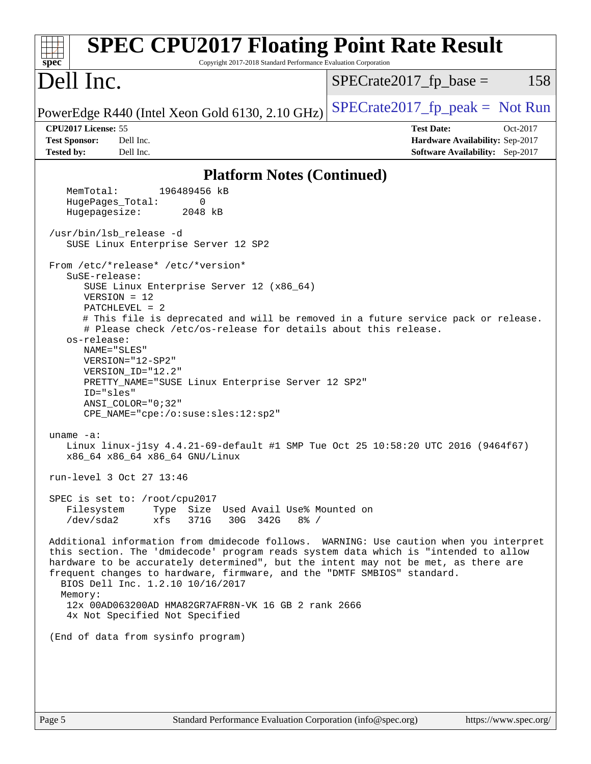## Platform Notes (Continued)

```
    MemTotal:       196489456 kB
    HugePages_Total:       0
    Hugepagesize:       2048 kB

 /usr/bin/lsb_release -d
    SUSE Linux Enterprise Server 12 SP2

 From /etc/*release* /etc/*version*
    SuSE-release:
       SUSE Linux Enterprise Server 12 (x86_64)
       VERSION = 12
       PATCHLEVEL = 2
       # This file is deprecated and will be removed in a future service pack or release.
       # Please check /etc/os-release for details about this release.
    os-release:
       NAME="SLES"
       VERSION="12-SP2"
       VERSION_ID="12.2"
       PRETTY_NAME="SUSE Linux Enterprise Server 12 SP2"
       ID="sles"
       ANSI_COLOR="0;32"
       CPE_NAME="cpe:/o:suse:sles:12:sp2"

 uname -a:
    Linux linux-j1sy 4.4.21-69-default #1 SMP Tue Oct 25 10:58:20 UTC 2016 (9464f67)
    x86_64 x86_64 x86_64 GNU/Linux

 run-level 3 Oct 27 13:46

 SPEC is set to: /root/cpu2017
    Filesystem     Type  Size  Used Avail Use% Mounted on
    /dev/sda2      xfs   371G   30G  342G   8% /

 Additional information from dmidecode follows.  WARNING: Use caution when you interpret
 this section. The 'dmidecode' program reads system data which is "intended to allow
 hardware to be accurately determined", but the intent may not be met, as there are
 frequent changes to hardware, firmware, and the "DMTF SMBIOS" standard.
   BIOS Dell Inc. 1.2.10 10/16/2017
   Memory:
    12x 00AD063200AD HMA82GR7AFR8N-VK 16 GB 2 rank 2666
    4x Not Specified Not Specified

 (End of data from sysinfo program)
```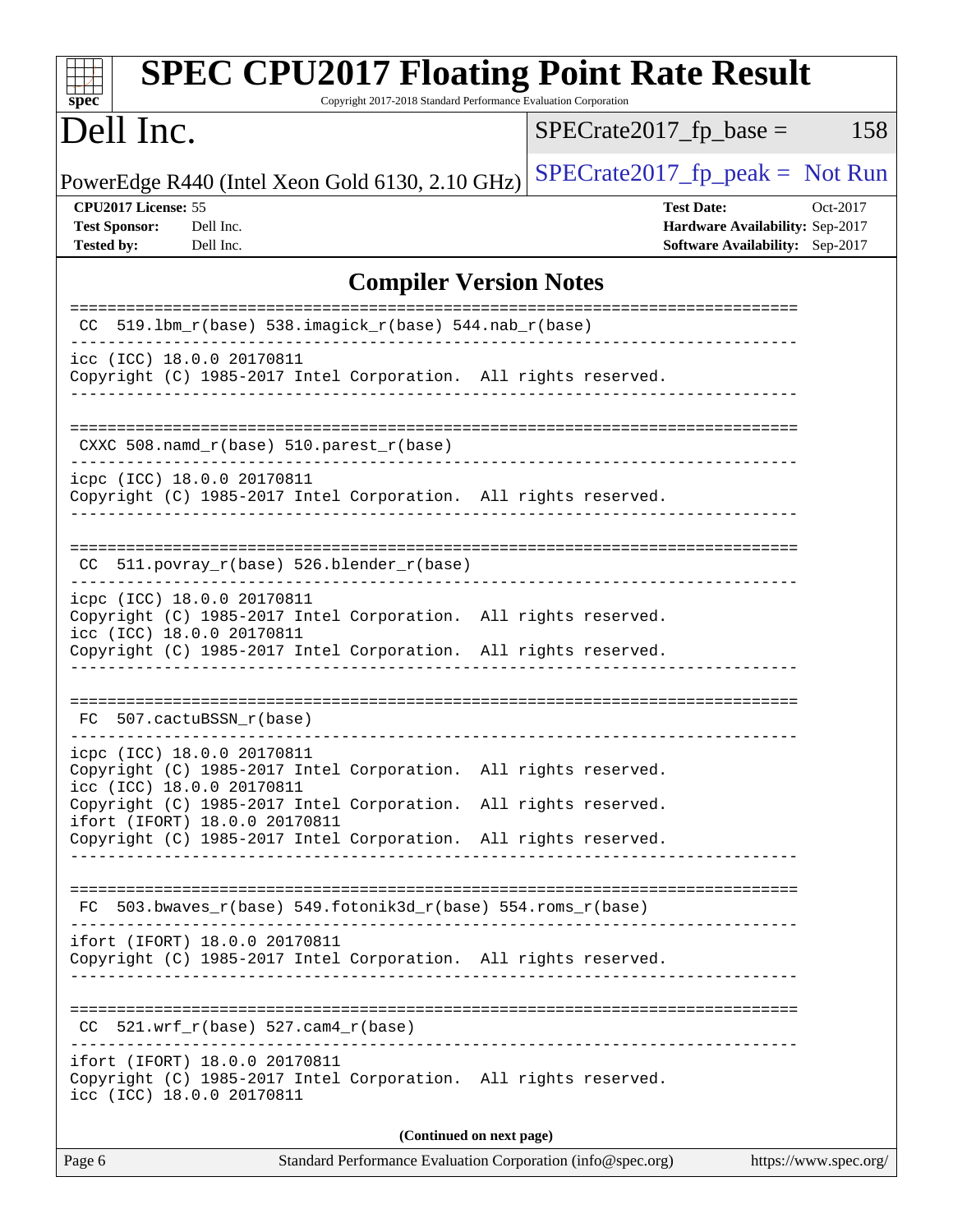# SPEC CPU2017 Floating Point Rate Result

Copyright 2017-2018 Standard Performance Evaluation Corporation

## Dell Inc.

PowerEdge R440 (Intel Xeon Gold 6130, 2.10 GHz)

SPECrate2017_fp_base = 158

SPECrate2017_fp_peak = Not Run

**CPU2017 License:** 55
**Test Sponsor:** Dell Inc.
**Tested by:** Dell Inc.

**Test Date:** Oct-2017
**Hardware Availability:** Sep-2017
**Software Availability:** Sep-2017

### Compiler Version Notes

```
==============================================================================
 CC  519.lbm_r(base) 538.imagick_r(base) 544.nab_r(base)
------------------------------------------------------------------------------
icc (ICC) 18.0.0 20170811
Copyright (C) 1985-2017 Intel Corporation.  All rights reserved.
------------------------------------------------------------------------------

==============================================================================
 CXXC 508.namd_r(base) 510.parest_r(base)
------------------------------------------------------------------------------
icpc (ICC) 18.0.0 20170811
Copyright (C) 1985-2017 Intel Corporation.  All rights reserved.
------------------------------------------------------------------------------

==============================================================================
 CC  511.povray_r(base) 526.blender_r(base)
------------------------------------------------------------------------------
icpc (ICC) 18.0.0 20170811
Copyright (C) 1985-2017 Intel Corporation.  All rights reserved.
icc (ICC) 18.0.0 20170811
Copyright (C) 1985-2017 Intel Corporation.  All rights reserved.
------------------------------------------------------------------------------

==============================================================================
 FC  507.cactuBSSN_r(base)
------------------------------------------------------------------------------
icpc (ICC) 18.0.0 20170811
Copyright (C) 1985-2017 Intel Corporation.  All rights reserved.
icc (ICC) 18.0.0 20170811
Copyright (C) 1985-2017 Intel Corporation.  All rights reserved.
ifort (IFORT) 18.0.0 20170811
Copyright (C) 1985-2017 Intel Corporation.  All rights reserved.
------------------------------------------------------------------------------

==============================================================================
 FC  503.bwaves_r(base) 549.fotonik3d_r(base) 554.roms_r(base)
------------------------------------------------------------------------------
ifort (IFORT) 18.0.0 20170811
Copyright (C) 1985-2017 Intel Corporation.  All rights reserved.
------------------------------------------------------------------------------

==============================================================================
 CC  521.wrf_r(base) 527.cam4_r(base)
------------------------------------------------------------------------------
ifort (IFORT) 18.0.0 20170811
Copyright (C) 1985-2017 Intel Corporation.  All rights reserved.
icc (ICC) 18.0.0 20170811
```

(Continued on next page)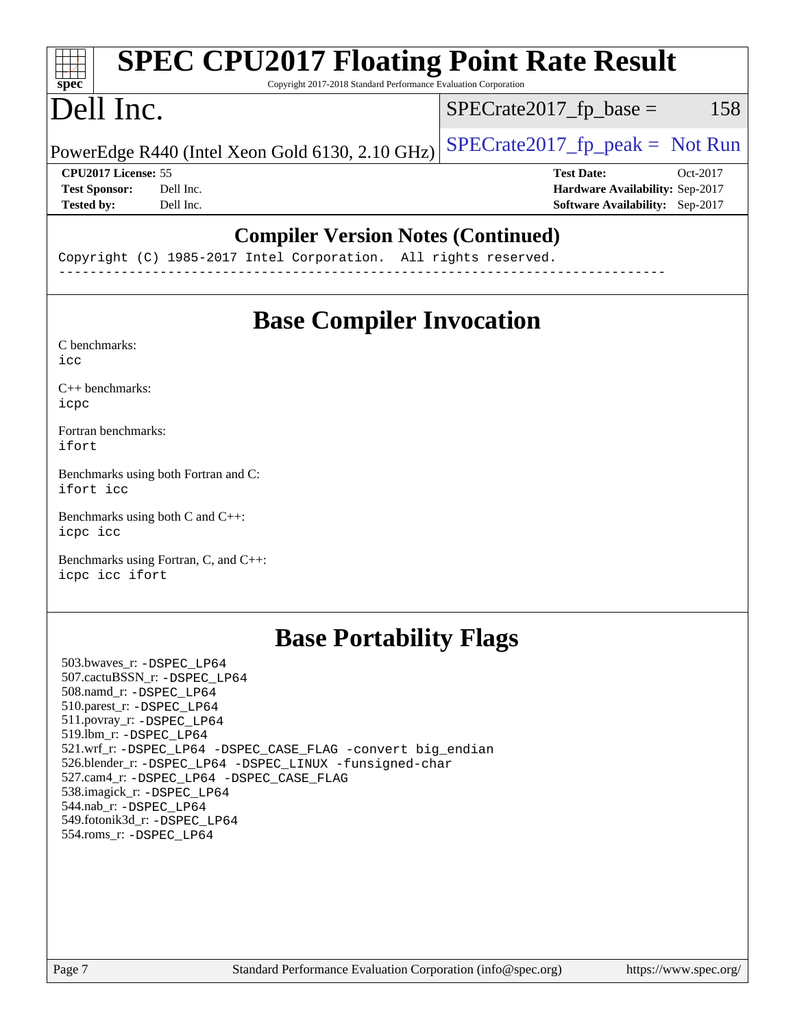## Compiler Version Notes (Continued)

```
Copyright (C) 1985-2017 Intel Corporation.  All rights reserved.
------------------------------------------------------------------------------
```

## Base Compiler Invocation

C benchmarks:
icc

C++ benchmarks:
icpc

Fortran benchmarks:
ifort

Benchmarks using both Fortran and C:
ifort icc

Benchmarks using both C and C++:
icpc icc

Benchmarks using Fortran, C, and C++:
icpc icc ifort

## Base Portability Flags

503.bwaves_r: -DSPEC_LP64
507.cactuBSSN_r: -DSPEC_LP64
508.namd_r: -DSPEC_LP64
510.parest_r: -DSPEC_LP64
511.povray_r: -DSPEC_LP64
519.lbm_r: -DSPEC_LP64
521.wrf_r: -DSPEC_LP64 -DSPEC_CASE_FLAG -convert big_endian
526.blender_r: -DSPEC_LP64 -DSPEC_LINUX -funsigned-char
527.cam4_r: -DSPEC_LP64 -DSPEC_CASE_FLAG
538.imagick_r: -DSPEC_LP64
544.nab_r: -DSPEC_LP64
549.fotonik3d_r: -DSPEC_LP64
554.roms_r: -DSPEC_LP64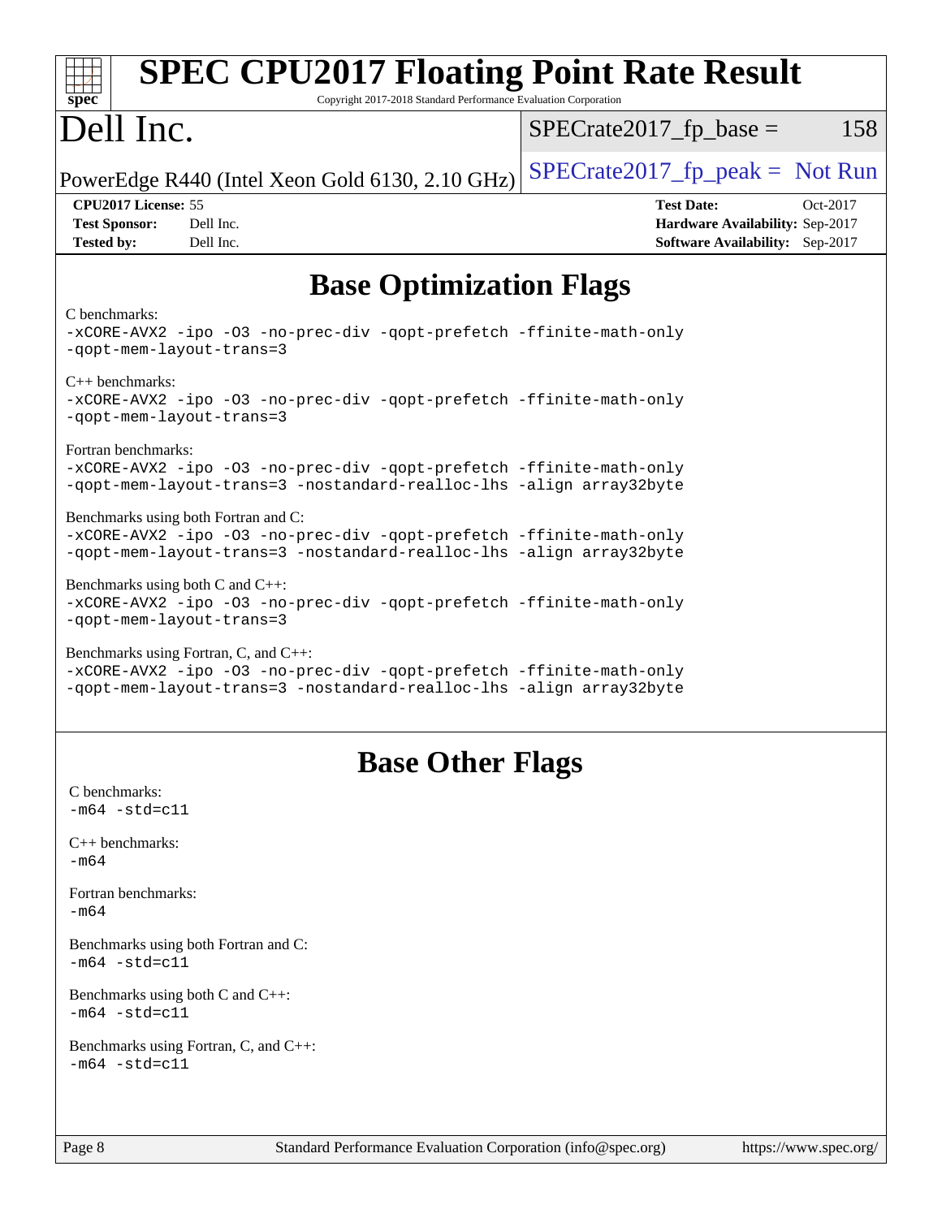# Base Optimization Flags

C benchmarks:

```
-xCORE-AVX2 -ipo -O3 -no-prec-div -qopt-prefetch -ffinite-math-only
-qopt-mem-layout-trans=3
```

C++ benchmarks:

```
-xCORE-AVX2 -ipo -O3 -no-prec-div -qopt-prefetch -ffinite-math-only
-qopt-mem-layout-trans=3
```

Fortran benchmarks:

```
-xCORE-AVX2 -ipo -O3 -no-prec-div -qopt-prefetch -ffinite-math-only
-qopt-mem-layout-trans=3 -nostandard-realloc-lhs -align array32byte
```

Benchmarks using both Fortran and C:

```
-xCORE-AVX2 -ipo -O3 -no-prec-div -qopt-prefetch -ffinite-math-only
-qopt-mem-layout-trans=3 -nostandard-realloc-lhs -align array32byte
```

Benchmarks using both C and C++:

```
-xCORE-AVX2 -ipo -O3 -no-prec-div -qopt-prefetch -ffinite-math-only
-qopt-mem-layout-trans=3
```

Benchmarks using Fortran, C, and C++:

```
-xCORE-AVX2 -ipo -O3 -no-prec-div -qopt-prefetch -ffinite-math-only
-qopt-mem-layout-trans=3 -nostandard-realloc-lhs -align array32byte
```

# Base Other Flags

C benchmarks:

```
-m64 -std=c11
```

C++ benchmarks:

```
-m64
```

Fortran benchmarks:

```
-m64
```

Benchmarks using both Fortran and C:

```
-m64 -std=c11
```

Benchmarks using both C and C++:

```
-m64 -std=c11
```

Benchmarks using Fortran, C, and C++:

```
-m64 -std=c11
```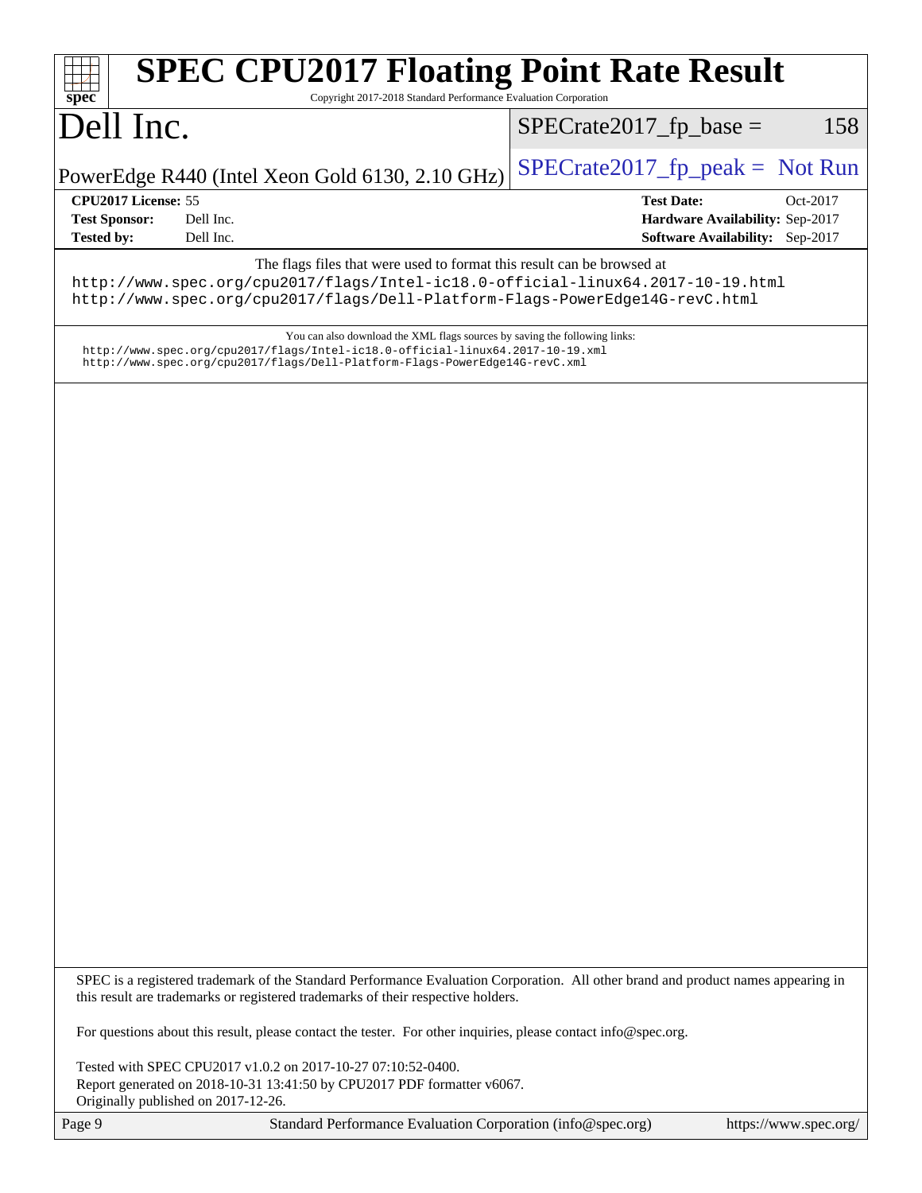The flags files that were used to format this result can be browsed at

http://www.spec.org/cpu2017/flags/Intel-ic18.0-official-linux64.2017-10-19.html
http://www.spec.org/cpu2017/flags/Dell-Platform-Flags-PowerEdge14G-revC.html

You can also download the XML flags sources by saving the following links:

http://www.spec.org/cpu2017/flags/Intel-ic18.0-official-linux64.2017-10-19.xml
http://www.spec.org/cpu2017/flags/Dell-Platform-Flags-PowerEdge14G-revC.xml

SPEC is a registered trademark of the Standard Performance Evaluation Corporation. All other brand and product names appearing in this result are trademarks or registered trademarks of their respective holders.

For questions about this result, please contact the tester. For other inquiries, please contact info@spec.org.

Tested with SPEC CPU2017 v1.0.2 on 2017-10-27 07:10:52-0400.
Report generated on 2018-10-31 13:41:50 by CPU2017 PDF formatter v6067.
Originally published on 2017-12-26.